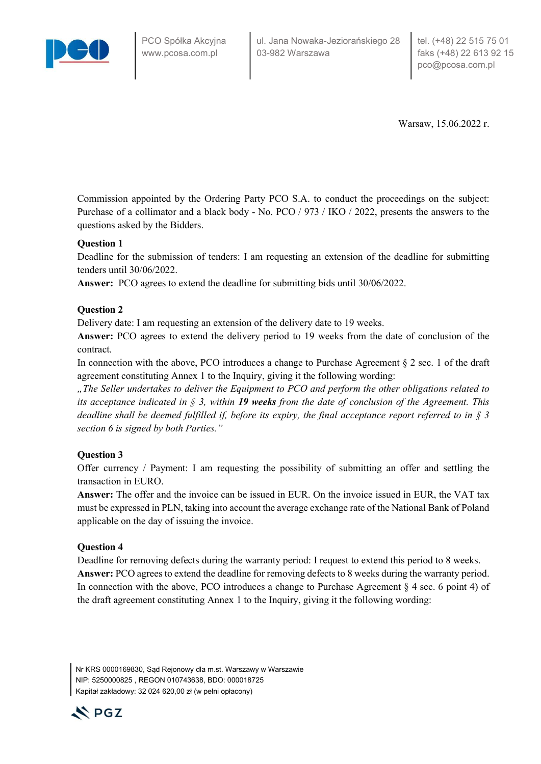Warsaw, 15.06.2022 r.

Commission appointed by the Ordering Party PCO S.A. to conduct the proceedings on the subject: Purchase of a collimator and a black body - No. PCO / 973 / IKO / 2022, presents the answers to the questions asked by the Bidders.

**Question 1**

Deadline for the submission of tenders: I am requesting an extension of the deadline for submitting tenders until 30/06/2022.

**Answer:** PCO agrees to extend the deadline for submitting bids until 30/06/2022.

**Question 2**

Delivery date: I am requesting an extension of the delivery date to 19 weeks.

**Answer:** PCO agrees to extend the delivery period to 19 weeks from the date of conclusion of the contract.

In connection with the above, PCO introduces a change to Purchase Agreement § 2 sec. 1 of the draft agreement constituting Annex 1 to the Inquiry, giving it the following wording:

*„The Seller undertakes to deliver the Equipment to PCO and perform the other obligations related to its acceptance indicated in § 3, within* ***19 weeks*** *from the date of conclusion of the Agreement. This deadline shall be deemed fulfilled if, before its expiry, the final acceptance report referred to in § 3 section 6 is signed by both Parties."*

**Question 3**

Offer currency / Payment: I am requesting the possibility of submitting an offer and settling the transaction in EURO.

**Answer:** The offer and the invoice can be issued in EUR. On the invoice issued in EUR, the VAT tax must be expressed in PLN, taking into account the average exchange rate of the National Bank of Poland applicable on the day of issuing the invoice.

**Question 4**

Deadline for removing defects during the warranty period: I request to extend this period to 8 weeks.

**Answer:** PCO agrees to extend the deadline for removing defects to 8 weeks during the warranty period. In connection with the above, PCO introduces a change to Purchase Agreement § 4 sec. 6 point 4) of the draft agreement constituting Annex 1 to the Inquiry, giving it the following wording: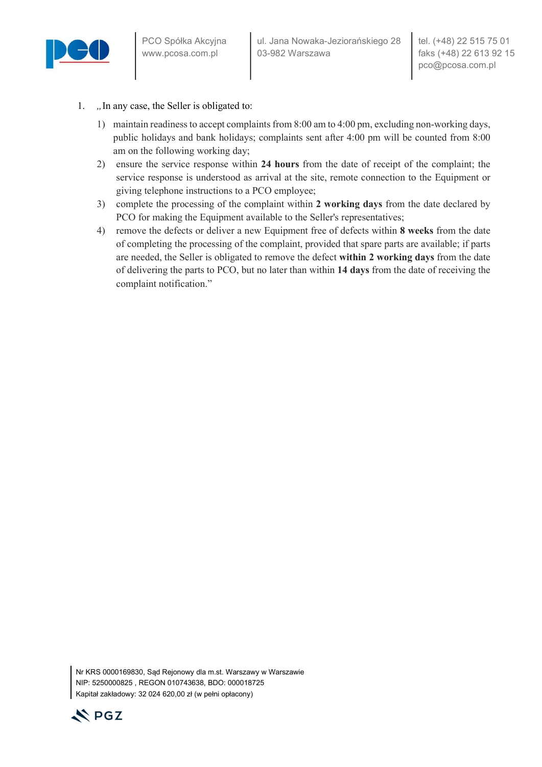1. „In any case, the Seller is obligated to:

    1) maintain readiness to accept complaints from 8:00 am to 4:00 pm, excluding non-working days, public holidays and bank holidays; complaints sent after 4:00 pm will be counted from 8:00 am on the following working day;
    2) ensure the service response within **24 hours** from the date of receipt of the complaint; the service response is understood as arrival at the site, remote connection to the Equipment or giving telephone instructions to a PCO employee;
    3) complete the processing of the complaint within **2 working days** from the date declared by PCO for making the Equipment available to the Seller's representatives;
    4) remove the defects or deliver a new Equipment free of defects within **8 weeks** from the date of completing the processing of the complaint, provided that spare parts are available; if parts are needed, the Seller is obligated to remove the defect **within 2 working days** from the date of delivering the parts to PCO, but no later than within **14 days** from the date of receiving the complaint notification."